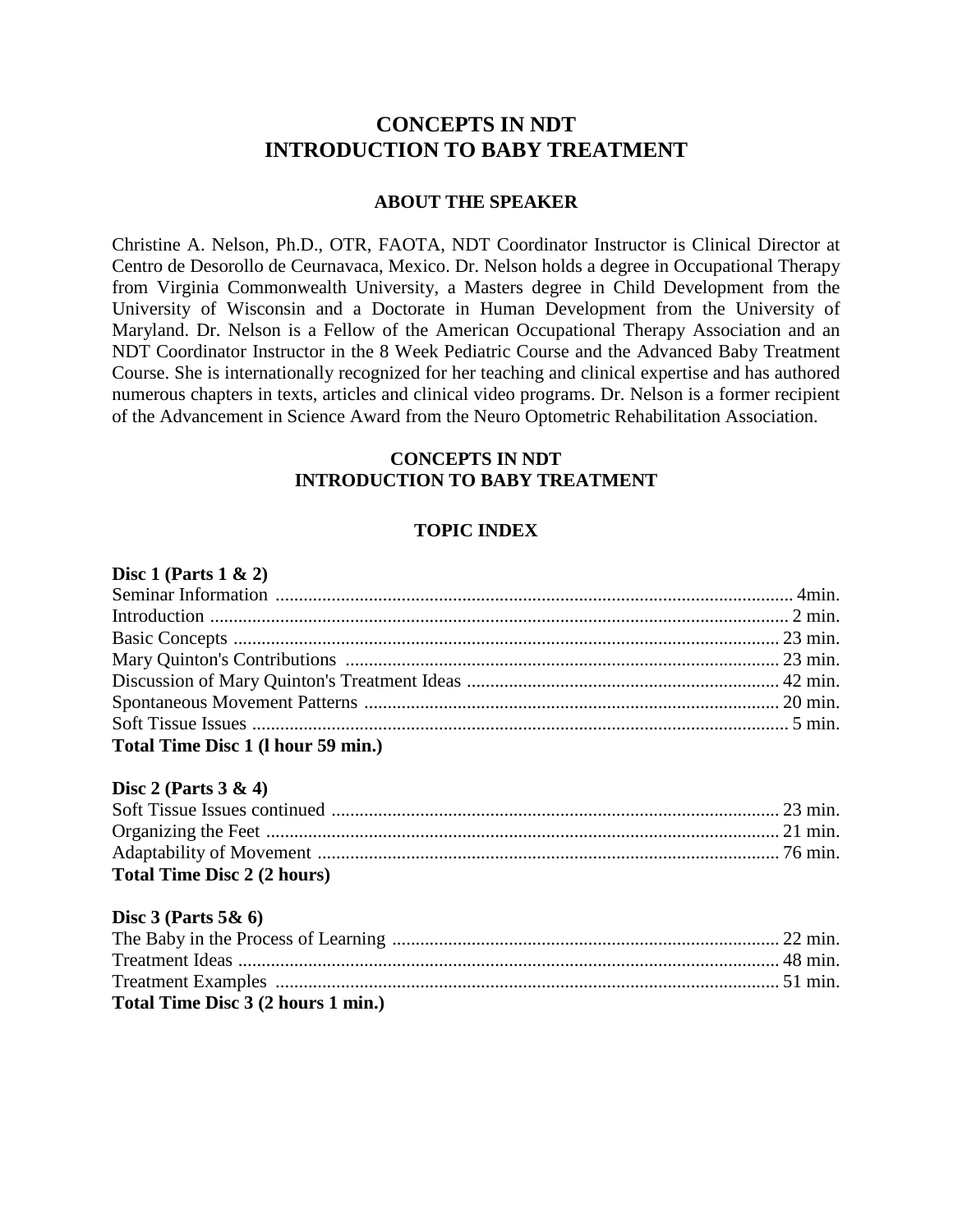# CONCEPTS IN NDT
# INTRODUCTION TO BABY TREATMENT

## ABOUT THE SPEAKER

Christine A. Nelson, Ph.D., OTR, FAOTA, NDT Coordinator Instructor is Clinical Director at Centro de Desorollo de Ceurnavaca, Mexico. Dr. Nelson holds a degree in Occupational Therapy from Virginia Commonwealth University, a Masters degree in Child Development from the University of Wisconsin and a Doctorate in Human Development from the University of Maryland. Dr. Nelson is a Fellow of the American Occupational Therapy Association and an NDT Coordinator Instructor in the 8 Week Pediatric Course and the Advanced Baby Treatment Course. She is internationally recognized for her teaching and clinical expertise and has authored numerous chapters in texts, articles and clinical video programs. Dr. Nelson is a former recipient of the Advancement in Science Award from the Neuro Optometric Rehabilitation Association.

## CONCEPTS IN NDT
## INTRODUCTION TO BABY TREATMENT

### TOPIC INDEX

**Disc 1 (Parts 1 & 2)**

Seminar Information .......... 4min.
Introduction .......... 2 min.
Basic Concepts .......... 23 min.
Mary Quinton's Contributions .......... 23 min.
Discussion of Mary Quinton's Treatment Ideas .......... 42 min.
Spontaneous Movement Patterns .......... 20 min.
Soft Tissue Issues .......... 5 min.
**Total Time Disc 1 (l hour 59 min.)**

**Disc 2 (Parts 3 & 4)**

Soft Tissue Issues continued .......... 23 min.
Organizing the Feet .......... 21 min.
Adaptability of Movement .......... 76 min.
**Total Time Disc 2 (2 hours)**

**Disc 3 (Parts 5& 6)**

The Baby in the Process of Learning .......... 22 min.
Treatment Ideas .......... 48 min.
Treatment Examples .......... 51 min.
**Total Time Disc 3 (2 hours 1 min.)**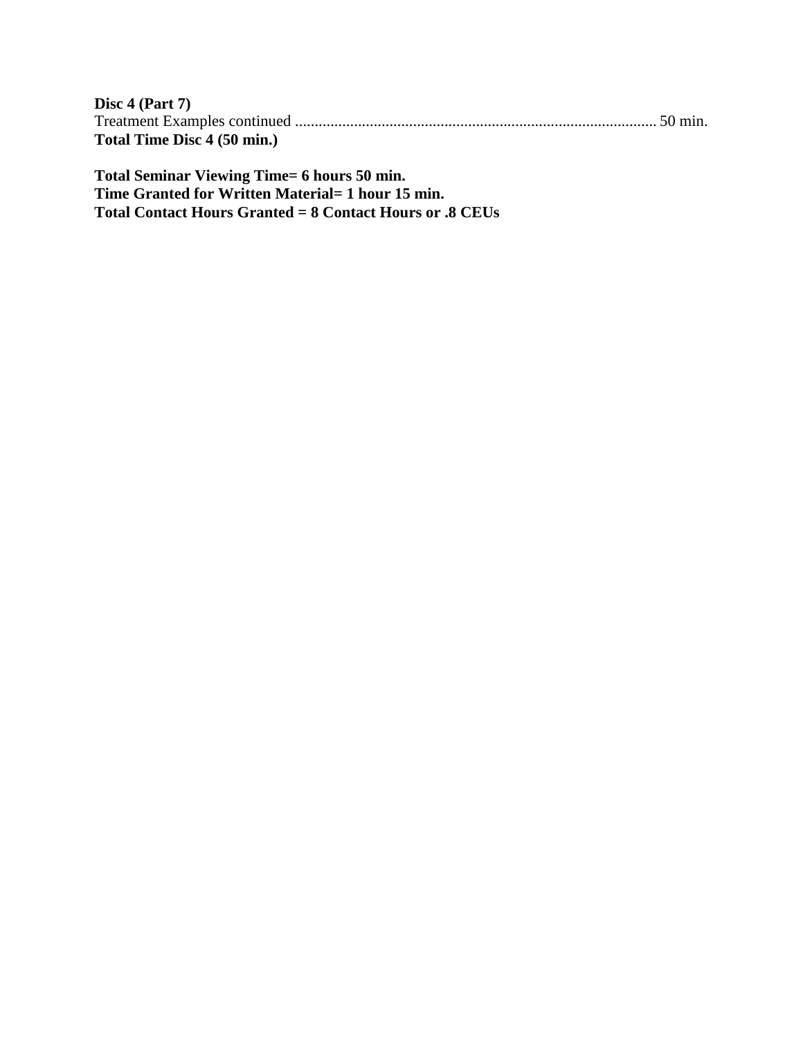**Disc 4 (Part 7)**
Treatment Examples continued ............................................................................................ 50 min.
**Total Time Disc 4 (50 min.)**

**Total Seminar Viewing Time= 6 hours 50 min.**
**Time Granted for Written Material= 1 hour 15 min.**
**Total Contact Hours Granted = 8 Contact Hours or .8 CEUs**